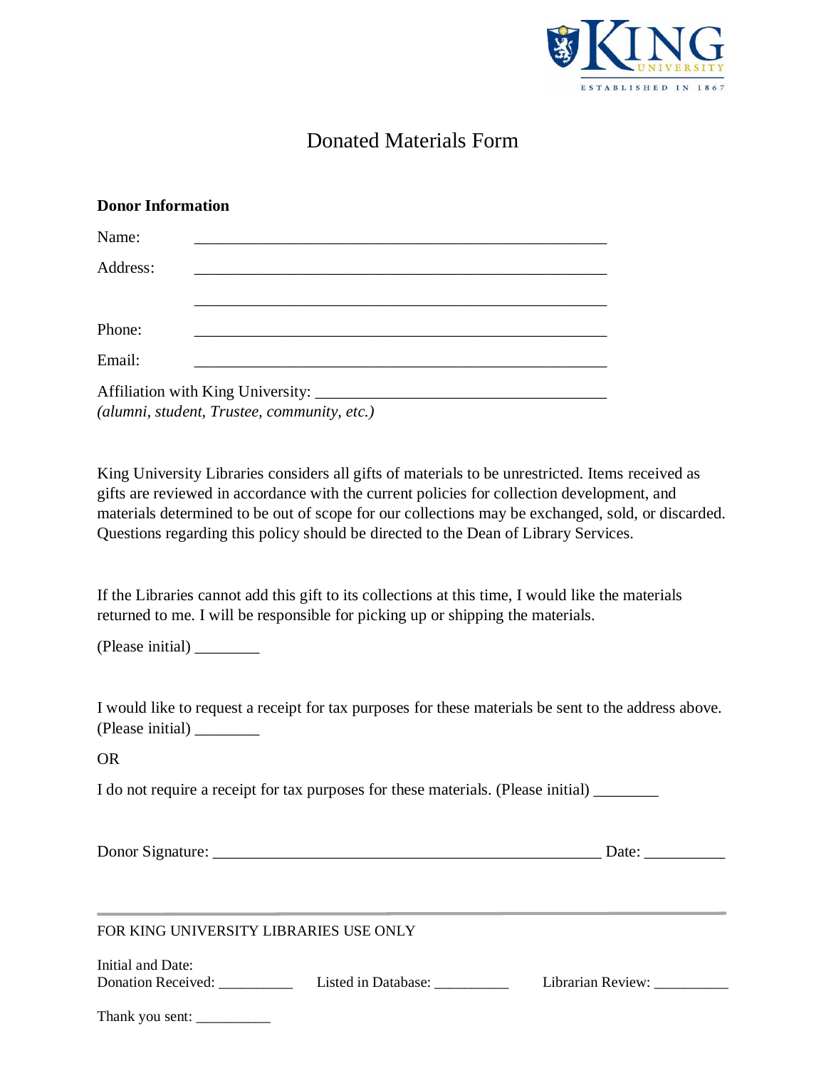# Donated Materials Form

**Donor Information**

Name: ____________________________________________________

Address: ____________________________________________________

____________________________________________________

Phone: ____________________________________________________

Email: ____________________________________________________

Affiliation with King University: _____________________________________
*(alumni, student, Trustee, community, etc.)*

King University Libraries considers all gifts of materials to be unrestricted. Items received as gifts are reviewed in accordance with the current policies for collection development, and materials determined to be out of scope for our collections may be exchanged, sold, or discarded. Questions regarding this policy should be directed to the Dean of Library Services.

If the Libraries cannot add this gift to its collections at this time, I would like the materials returned to me. I will be responsible for picking up or shipping the materials.

(Please initial) ________

I would like to request a receipt for tax purposes for these materials be sent to the address above. (Please initial) ________

OR

I do not require a receipt for tax purposes for these materials. (Please initial) ________

Donor Signature: __________________________________________________ Date: __________

---

FOR KING UNIVERSITY LIBRARIES USE ONLY

Initial and Date:
Donation Received: __________ Listed in Database: __________ Librarian Review: __________

Thank you sent: __________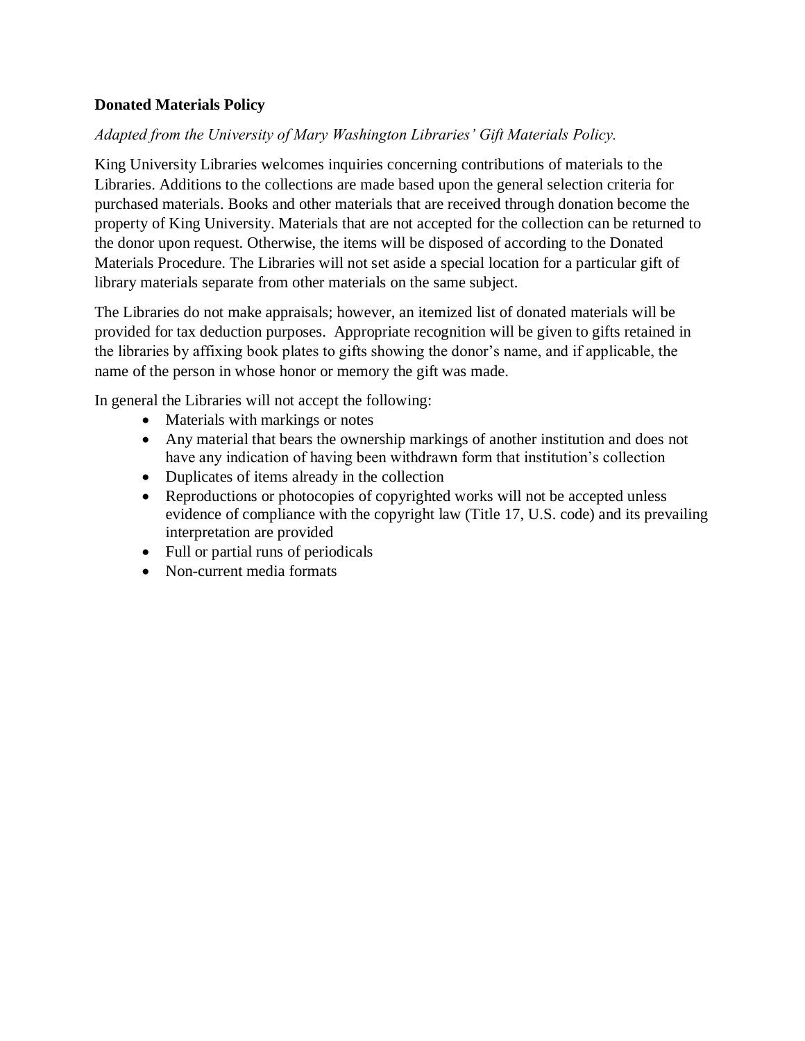**Donated Materials Policy**

*Adapted from the University of Mary Washington Libraries' Gift Materials Policy.*

King University Libraries welcomes inquiries concerning contributions of materials to the Libraries. Additions to the collections are made based upon the general selection criteria for purchased materials. Books and other materials that are received through donation become the property of King University. Materials that are not accepted for the collection can be returned to the donor upon request. Otherwise, the items will be disposed of according to the Donated Materials Procedure. The Libraries will not set aside a special location for a particular gift of library materials separate from other materials on the same subject.

The Libraries do not make appraisals; however, an itemized list of donated materials will be provided for tax deduction purposes. Appropriate recognition will be given to gifts retained in the libraries by affixing book plates to gifts showing the donor's name, and if applicable, the name of the person in whose honor or memory the gift was made.

In general the Libraries will not accept the following:

- Materials with markings or notes
- Any material that bears the ownership markings of another institution and does not have any indication of having been withdrawn form that institution's collection
- Duplicates of items already in the collection
- Reproductions or photocopies of copyrighted works will not be accepted unless evidence of compliance with the copyright law (Title 17, U.S. code) and its prevailing interpretation are provided
- Full or partial runs of periodicals
- Non-current media formats